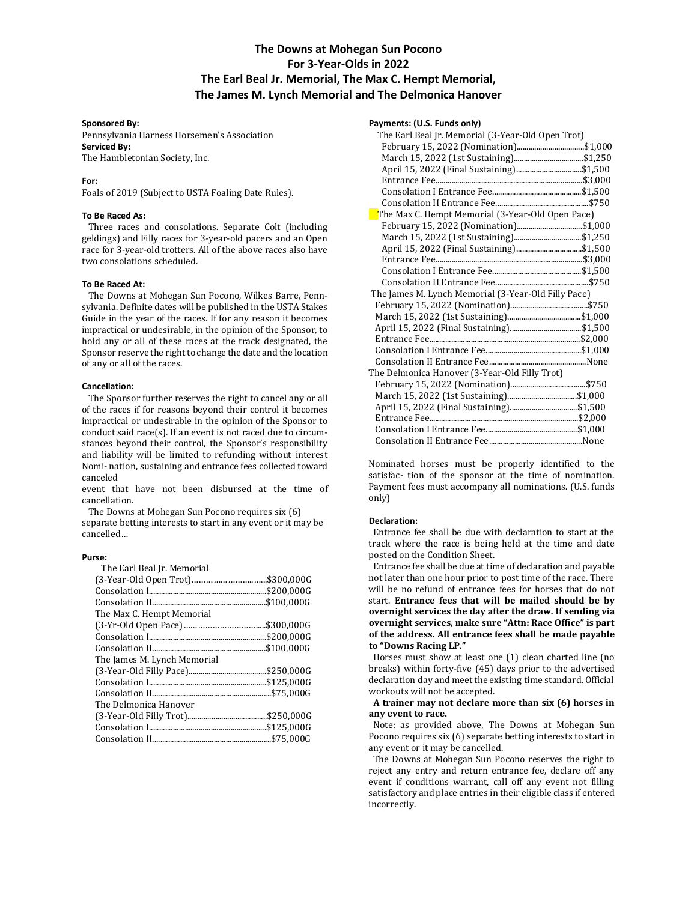# The Downs at Mohegan Sun Pocono
# For 3-Year-Olds in 2022
# The Earl Beal Jr. Memorial, The Max C. Hempt Memorial, The James M. Lynch Memorial and The Delmonica Hanover

**Sponsored By:**
Pennsylvania Harness Horsemen's Association
**Serviced By:**
The Hambletonian Society, Inc.

**For:**
Foals of 2019 (Subject to USTA Foaling Date Rules).

**To Be Raced As:**
Three races and consolations. Separate Colt (including geldings) and Filly races for 3-year-old pacers and an Open race for 3-year-old trotters. All of the above races also have two consolations scheduled.

**To Be Raced At:**
The Downs at Mohegan Sun Pocono, Wilkes Barre, Pennsylvania. Definite dates will be published in the USTA Stakes Guide in the year of the races. If for any reason it becomes impractical or undesirable, in the opinion of the Sponsor, to hold any or all of these races at the track designated, the Sponsor reserve the right to change the date and the location of any or all of the races.

**Cancellation:**
The Sponsor further reserves the right to cancel any or all of the races if for reasons beyond their control it becomes impractical or undesirable in the opinion of the Sponsor to conduct said race(s). If an event is not raced due to circumstances beyond their control, the Sponsor's responsibility and liability will be limited to refunding without interest Nomi- nation, sustaining and entrance fees collected toward canceled
event that have not been disbursed at the time of cancellation.

The Downs at Mohegan Sun Pocono requires six (6) separate betting interests to start in any event or it may be cancelled…

**Purse:**

The Earl Beal Jr. Memorial
(3-Year-Old Open Trot)……………………….$300,000G
Consolation I……………………………………$200,000G
Consolation II……………………………………$100,000G

The Max C. Hempt Memorial
(3-Yr-Old Open Pace)……………………………$300,000G
Consolation I……………………………………$200,000G
Consolation II……………………………………$100,000G

The James M. Lynch Memorial
(3-Year-Old Filly Pace)…………………………$250,000G
Consolation I……………………………………$125,000G
Consolation II……………………………………$75,000G

The Delmonica Hanover
(3-Year-Old Filly Trot)…………………………$250,000G
Consolation I……………………………………$125,000G
Consolation II……………………………………$75,000G

**Payments: (U.S. Funds only)**

The Earl Beal Jr. Memorial (3-Year-Old Open Trot)
February 15, 2022 (Nomination)……………………$1,000
March 15, 2022 (1st Sustaining)……………………$1,250
April 15, 2022 (Final Sustaining)……………………$1,500
Entrance Fee……………………………………………$3,000
Consolation I Entrance Fee……………………………$1,500
Consolation II Entrance Fee……………………………$750

The Max C. Hempt Memorial (3-Year-Old Open Pace)
February 15, 2022 (Nomination)……………………$1,000
March 15, 2022 (1st Sustaining)……………………$1,250
April 15, 2022 (Final Sustaining)……………………$1,500
Entrance Fee……………………………………………$3,000
Consolation I Entrance Fee……………………………$1,500
Consolation II Entrance Fee……………………………$750

The James M. Lynch Memorial (3-Year-Old Filly Pace)
February 15, 2022 (Nomination)……………………$750
March 15, 2022 (1st Sustaining)……………………$1,000
April 15, 2022 (Final Sustaining)……………………$1,500
Entrance Fee……………………………………………$2,000
Consolation I Entrance Fee……………………………$1,000
Consolation II Entrance Fee……………………………None

The Delmonica Hanover (3-Year-Old Filly Trot)
February 15, 2022 (Nomination)……………………$750
March 15, 2022 (1st Sustaining)……………………$1,000
April 15, 2022 (Final Sustaining)……………………$1,500
Entrance Fee……………………………………………$2,000
Consolation I Entrance Fee……………………………$1,000
Consolation II Entrance Fee……………………………None

Nominated horses must be properly identified to the satisfac- tion of the sponsor at the time of nomination. Payment fees must accompany all nominations. (U.S. funds only)

**Declaration:**
Entrance fee shall be due with declaration to start at the track where the race is being held at the time and date posted on the Condition Sheet.

Entrance fee shall be due at time of declaration and payable not later than one hour prior to post time of the race. There will be no refund of entrance fees for horses that do not start. **Entrance fees that will be mailed should be by overnight services the day after the draw. If sending via overnight services, make sure "Attn: Race Office" is part of the address. All entrance fees shall be made payable to "Downs Racing LP."**

Horses must show at least one (1) clean charted line (no breaks) within forty-five (45) days prior to the advertised declaration day and meet the existing time standard. Official workouts will not be accepted.

**A trainer may not declare more than six (6) horses in any event to race.**

Note: as provided above, The Downs at Mohegan Sun Pocono requires six (6) separate betting interests to start in any event or it may be cancelled.

The Downs at Mohegan Sun Pocono reserves the right to reject any entry and return entrance fee, declare off any event if conditions warrant, call off any event not filling satisfactory and place entries in their eligible class if entered incorrectly.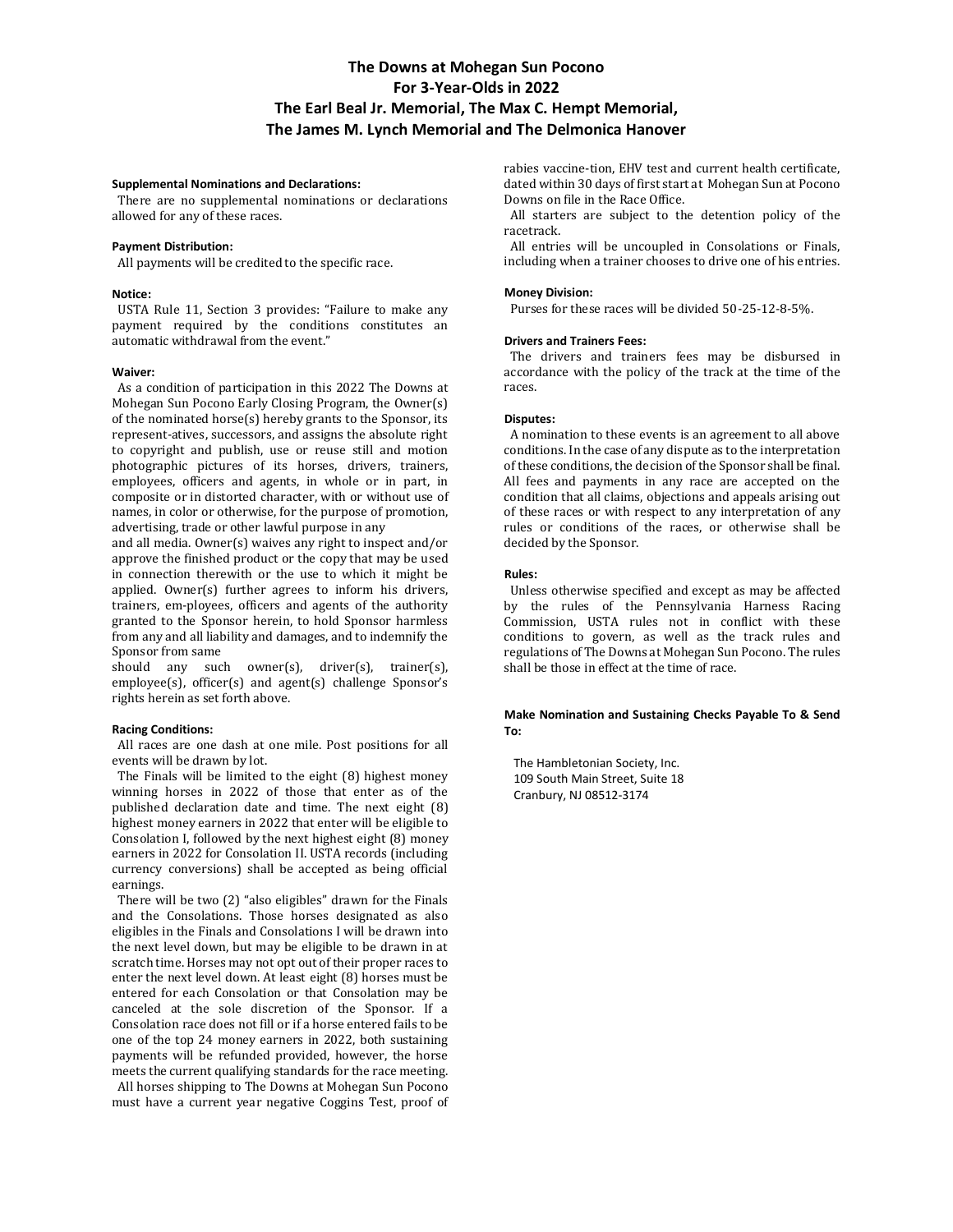# The Downs at Mohegan Sun Pocono
# For 3-Year-Olds in 2022
# The Earl Beal Jr. Memorial, The Max C. Hempt Memorial, The James M. Lynch Memorial and The Delmonica Hanover

**Supplemental Nominations and Declarations:**

There are no supplemental nominations or declarations allowed for any of these races.

**Payment Distribution:**

All payments will be credited to the specific race.

**Notice:**

USTA Rule 11, Section 3 provides: "Failure to make any payment required by the conditions constitutes an automatic withdrawal from the event."

**Waiver:**

As a condition of participation in this 2022 The Downs at Mohegan Sun Pocono Early Closing Program, the Owner(s) of the nominated horse(s) hereby grants to the Sponsor, its represent-atives, successors, and assigns the absolute right to copyright and publish, use or reuse still and motion photographic pictures of its horses, drivers, trainers, employees, officers and agents, in whole or in part, in composite or in distorted character, with or without use of names, in color or otherwise, for the purpose of promotion, advertising, trade or other lawful purpose in any and all media. Owner(s) waives any right to inspect and/or approve the finished product or the copy that may be used in connection therewith or the use to which it might be applied. Owner(s) further agrees to inform his drivers, trainers, em-ployees, officers and agents of the authority granted to the Sponsor herein, to hold Sponsor harmless from any and all liability and damages, and to indemnify the Sponsor from same should any such owner(s), driver(s), trainer(s), employee(s), officer(s) and agent(s) challenge Sponsor's rights herein as set forth above.

**Racing Conditions:**

All races are one dash at one mile. Post positions for all events will be drawn by lot.

The Finals will be limited to the eight (8) highest money winning horses in 2022 of those that enter as of the published declaration date and time. The next eight (8) highest money earners in 2022 that enter will be eligible to Consolation I, followed by the next highest eight (8) money earners in 2022 for Consolation II. USTA records (including currency conversions) shall be accepted as being official earnings.

There will be two (2) "also eligibles" drawn for the Finals and the Consolations. Those horses designated as also eligibles in the Finals and Consolations I will be drawn into the next level down, but may be eligible to be drawn in at scratch time. Horses may not opt out of their proper races to enter the next level down. At least eight (8) horses must be entered for each Consolation or that Consolation may be canceled at the sole discretion of the Sponsor. If a Consolation race does not fill or if a horse entered fails to be one of the top 24 money earners in 2022, both sustaining payments will be refunded provided, however, the horse meets the current qualifying standards for the race meeting.

All horses shipping to The Downs at Mohegan Sun Pocono must have a current year negative Coggins Test, proof of rabies vaccine-tion, EHV test and current health certificate, dated within 30 days of first start at Mohegan Sun at Pocono Downs on file in the Race Office.

All starters are subject to the detention policy of the racetrack.

All entries will be uncoupled in Consolations or Finals, including when a trainer chooses to drive one of his entries.

**Money Division:**

Purses for these races will be divided 50-25-12-8-5%.

**Drivers and Trainers Fees:**

The drivers and trainers fees may be disbursed in accordance with the policy of the track at the time of the races.

**Disputes:**

A nomination to these events is an agreement to all above conditions. In the case of any dispute as to the interpretation of these conditions, the decision of the Sponsor shall be final. All fees and payments in any race are accepted on the condition that all claims, objections and appeals arising out of these races or with respect to any interpretation of any rules or conditions of the races, or otherwise shall be decided by the Sponsor.

**Rules:**

Unless otherwise specified and except as may be affected by the rules of the Pennsylvania Harness Racing Commission, USTA rules not in conflict with these conditions to govern, as well as the track rules and regulations of The Downs at Mohegan Sun Pocono. The rules shall be those in effect at the time of race.

**Make Nomination and Sustaining Checks Payable To & Send To:**

The Hambletonian Society, Inc.
109 South Main Street, Suite 18
Cranbury, NJ 08512-3174